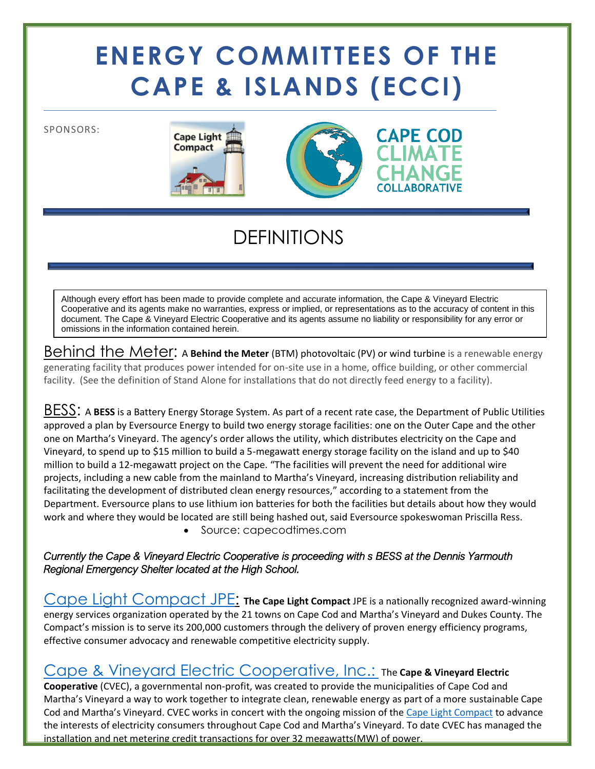# ENERGY COMMITTEES OF THE CAPE & ISLANDS (ECCI)

SPONSORS:

## DEFINITIONS

> Although every effort has been made to provide complete and accurate information, the Cape & Vineyard Electric Cooperative and its agents make no warranties, express or implied, or representations as to the accuracy of content in this document. The Cape & Vineyard Electric Cooperative and its agents assume no liability or responsibility for any error or omissions in the information contained herein.

Behind the Meter: A **Behind the Meter** (BTM) photovoltaic (PV) or wind turbine is a renewable energy generating facility that produces power intended for on-site use in a home, office building, or other commercial facility. (See the definition of Stand Alone for installations that do not directly feed energy to a facility).

BESS: A **BESS** is a Battery Energy Storage System. As part of a recent rate case, the Department of Public Utilities approved a plan by Eversource Energy to build two energy storage facilities: one on the Outer Cape and the other one on Martha's Vineyard. The agency's order allows the utility, which distributes electricity on the Cape and Vineyard, to spend up to $15 million to build a 5-megawatt energy storage facility on the island and up to $40 million to build a 12-megawatt project on the Cape. "The facilities will prevent the need for additional wire projects, including a new cable from the mainland to Martha's Vineyard, increasing distribution reliability and facilitating the development of distributed clean energy resources," according to a statement from the Department. Eversource plans to use lithium ion batteries for both the facilities but details about how they would work and where they would be located are still being hashed out, said Eversource spokeswoman Priscilla Ress.

- Source: capecodtimes.com

*Currently the Cape & Vineyard Electric Cooperative is proceeding with s BESS at the Dennis Yarmouth Regional Emergency Shelter located at the High School.*

Cape Light Compact JPE: **The Cape Light Compact** JPE is a nationally recognized award-winning energy services organization operated by the 21 towns on Cape Cod and Martha's Vineyard and Dukes County. The Compact's mission is to serve its 200,000 customers through the delivery of proven energy efficiency programs, effective consumer advocacy and renewable competitive electricity supply.

Cape & Vineyard Electric Cooperative, Inc.: The **Cape & Vineyard Electric Cooperative** (CVEC), a governmental non-profit, was created to provide the municipalities of Cape Cod and Martha's Vineyard a way to work together to integrate clean, renewable energy as part of a more sustainable Cape Cod and Martha's Vineyard. CVEC works in concert with the ongoing mission of the Cape Light Compact to advance the interests of electricity consumers throughout Cape Cod and Martha's Vineyard. To date CVEC has managed the installation and net metering credit transactions for over 32 megawatts(MW) of power.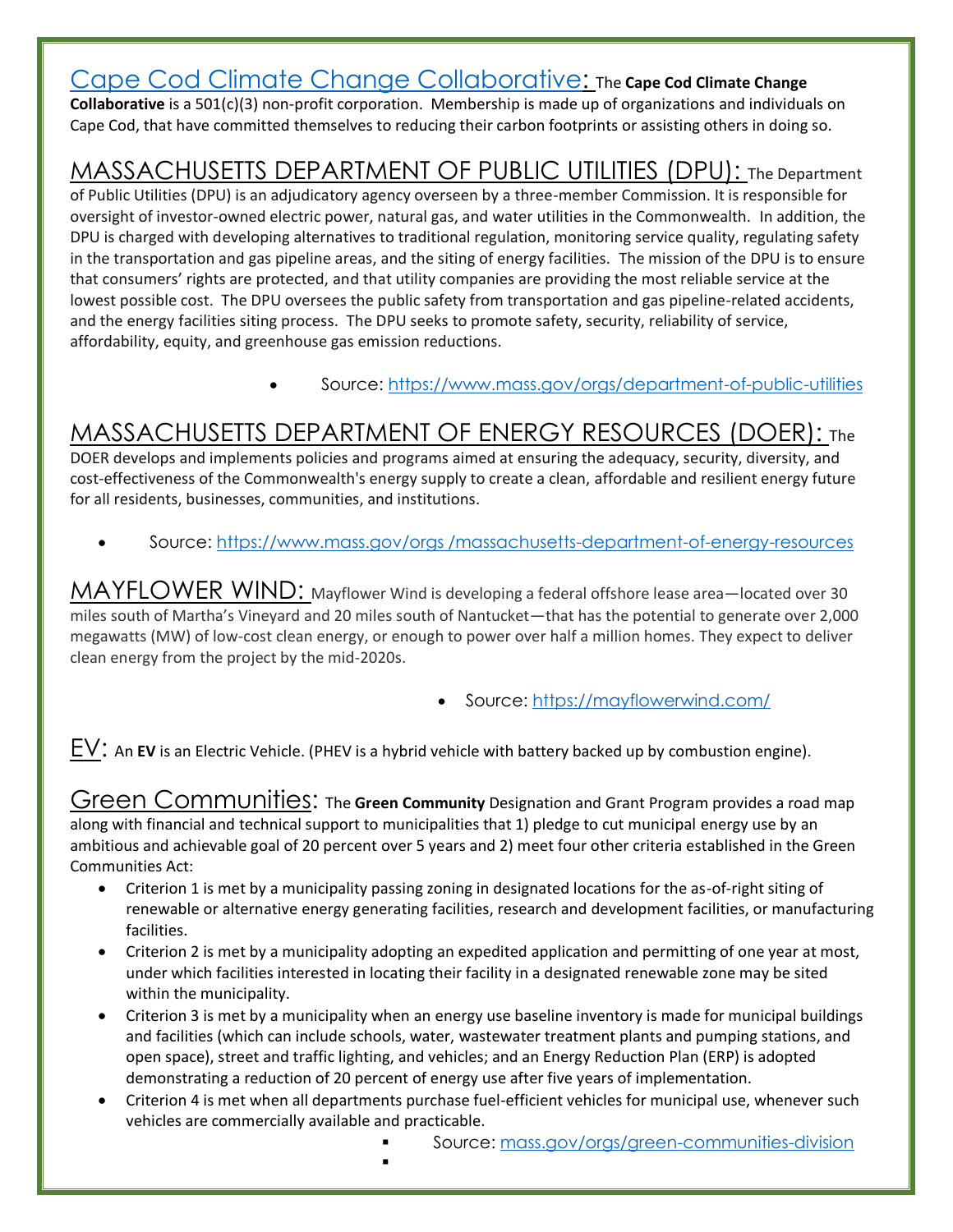**Cape Cod Climate Change Collaborative:** The **Cape Cod Climate Change Collaborative** is a 501(c)(3) non-profit corporation. Membership is made up of organizations and individuals on Cape Cod, that have committed themselves to reducing their carbon footprints or assisting others in doing so.

**MASSACHUSETTS DEPARTMENT OF PUBLIC UTILITIES (DPU):** The Department of Public Utilities (DPU) is an adjudicatory agency overseen by a three-member Commission. It is responsible for oversight of investor-owned electric power, natural gas, and water utilities in the Commonwealth. In addition, the DPU is charged with developing alternatives to traditional regulation, monitoring service quality, regulating safety in the transportation and gas pipeline areas, and the siting of energy facilities. The mission of the DPU is to ensure that consumers' rights are protected, and that utility companies are providing the most reliable service at the lowest possible cost. The DPU oversees the public safety from transportation and gas pipeline-related accidents, and the energy facilities siting process. The DPU seeks to promote safety, security, reliability of service, affordability, equity, and greenhouse gas emission reductions.

- Source: https://www.mass.gov/orgs/department-of-public-utilities

**MASSACHUSETTS DEPARTMENT OF ENERGY RESOURCES (DOER):** The DOER develops and implements policies and programs aimed at ensuring the adequacy, security, diversity, and cost-effectiveness of the Commonwealth's energy supply to create a clean, affordable and resilient energy future for all residents, businesses, communities, and institutions.

- Source: https://www.mass.gov/orgs /massachusetts-department-of-energy-resources

**MAYFLOWER WIND:** Mayflower Wind is developing a federal offshore lease area—located over 30 miles south of Martha's Vineyard and 20 miles south of Nantucket—that has the potential to generate over 2,000 megawatts (MW) of low-cost clean energy, or enough to power over half a million homes. They expect to deliver clean energy from the project by the mid-2020s.

- Source: https://mayflowerwind.com/

**EV:** An **EV** is an Electric Vehicle. (PHEV is a hybrid vehicle with battery backed up by combustion engine).

**Green Communities:** The **Green Community** Designation and Grant Program provides a road map along with financial and technical support to municipalities that 1) pledge to cut municipal energy use by an ambitious and achievable goal of 20 percent over 5 years and 2) meet four other criteria established in the Green Communities Act:

- Criterion 1 is met by a municipality passing zoning in designated locations for the as-of-right siting of renewable or alternative energy generating facilities, research and development facilities, or manufacturing facilities.
- Criterion 2 is met by a municipality adopting an expedited application and permitting of one year at most, under which facilities interested in locating their facility in a designated renewable zone may be sited within the municipality.
- Criterion 3 is met by a municipality when an energy use baseline inventory is made for municipal buildings and facilities (which can include schools, water, wastewater treatment plants and pumping stations, and open space), street and traffic lighting, and vehicles; and an Energy Reduction Plan (ERP) is adopted demonstrating a reduction of 20 percent of energy use after five years of implementation.
- Criterion 4 is met when all departments purchase fuel-efficient vehicles for municipal use, whenever such vehicles are commercially available and practicable.
  - Source: mass.gov/orgs/green-communities-division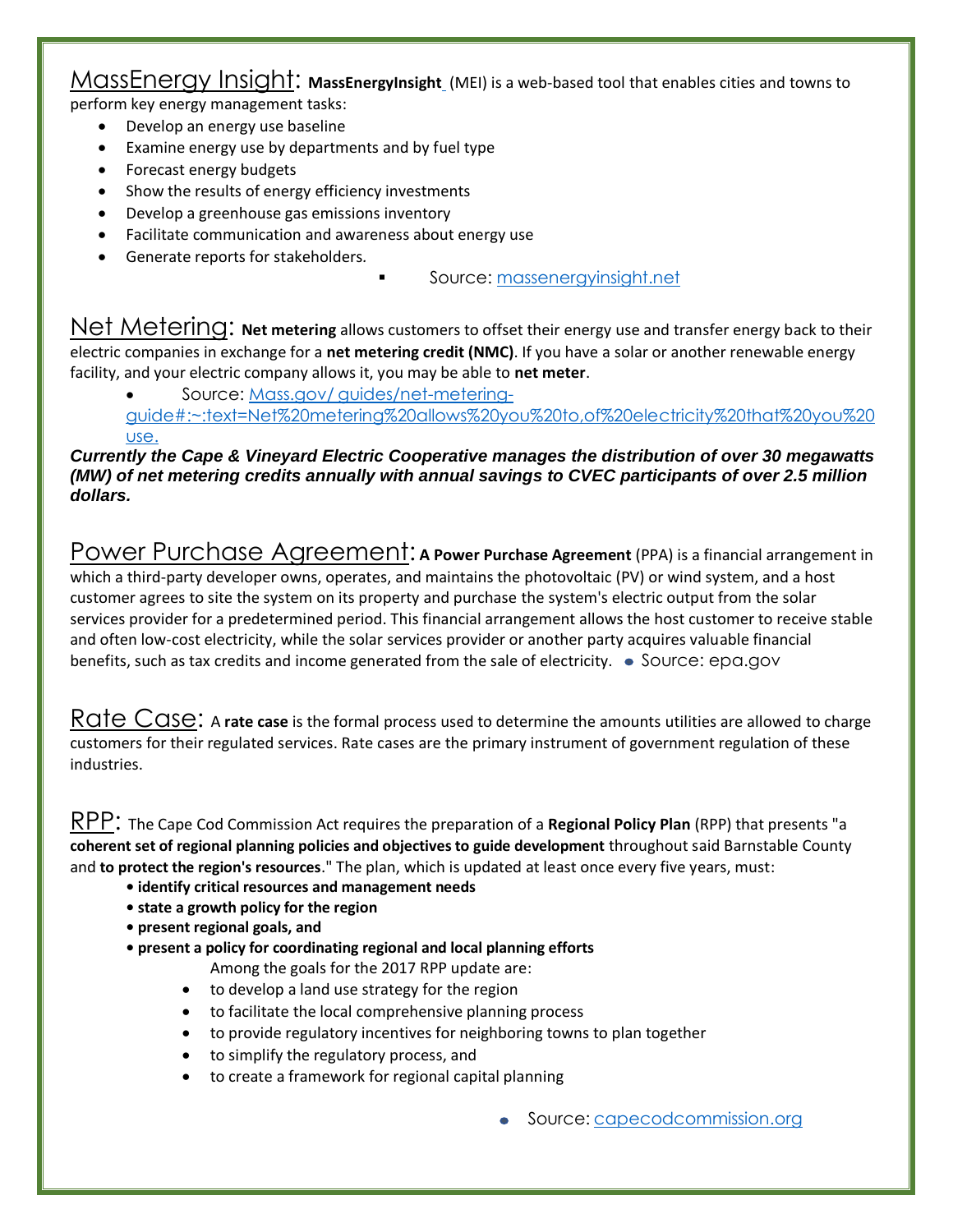MassEnergy Insight: **MassEnergyInsight** (MEI) is a web-based tool that enables cities and towns to perform key energy management tasks:

- Develop an energy use baseline
- Examine energy use by departments and by fuel type
- Forecast energy budgets
- Show the results of energy efficiency investments
- Develop a greenhouse gas emissions inventory
- Facilitate communication and awareness about energy use
- Generate reports for stakeholders.

  - Source: massenergyinsight.net

Net Metering: **Net metering** allows customers to offset their energy use and transfer energy back to their electric companies in exchange for a **net metering credit (NMC)**. If you have a solar or another renewable energy facility, and your electric company allows it, you may be able to **net meter**.

- Source: Mass.gov/ guides/net-metering-guide#:~:text=Net%20metering%20allows%20you%20to,of%20electricity%20that%20you%20use.

***Currently the Cape & Vineyard Electric Cooperative manages the distribution of over 30 megawatts (MW) of net metering credits annually with annual savings to CVEC participants of over 2.5 million dollars.***

Power Purchase Agreement: **A Power Purchase Agreement** (PPA) is a financial arrangement in which a third-party developer owns, operates, and maintains the photovoltaic (PV) or wind system, and a host customer agrees to site the system on its property and purchase the system's electric output from the solar services provider for a predetermined period. This financial arrangement allows the host customer to receive stable and often low-cost electricity, while the solar services provider or another party acquires valuable financial benefits, such as tax credits and income generated from the sale of electricity. • Source: epa.gov

Rate Case: A **rate case** is the formal process used to determine the amounts utilities are allowed to charge customers for their regulated services. Rate cases are the primary instrument of government regulation of these industries.

RPP: The Cape Cod Commission Act requires the preparation of a **Regional Policy Plan** (RPP) that presents "a **coherent set of regional planning policies and objectives to guide development** throughout said Barnstable County and **to protect the region's resources**." The plan, which is updated at least once every five years, must:

- **identify critical resources and management needs**
- **state a growth policy for the region**
- **present regional goals, and**
- **present a policy for coordinating regional and local planning efforts**

Among the goals for the 2017 RPP update are:

- to develop a land use strategy for the region
- to facilitate the local comprehensive planning process
- to provide regulatory incentives for neighboring towns to plan together
- to simplify the regulatory process, and
- to create a framework for regional capital planning

- Source: capecodcommission.org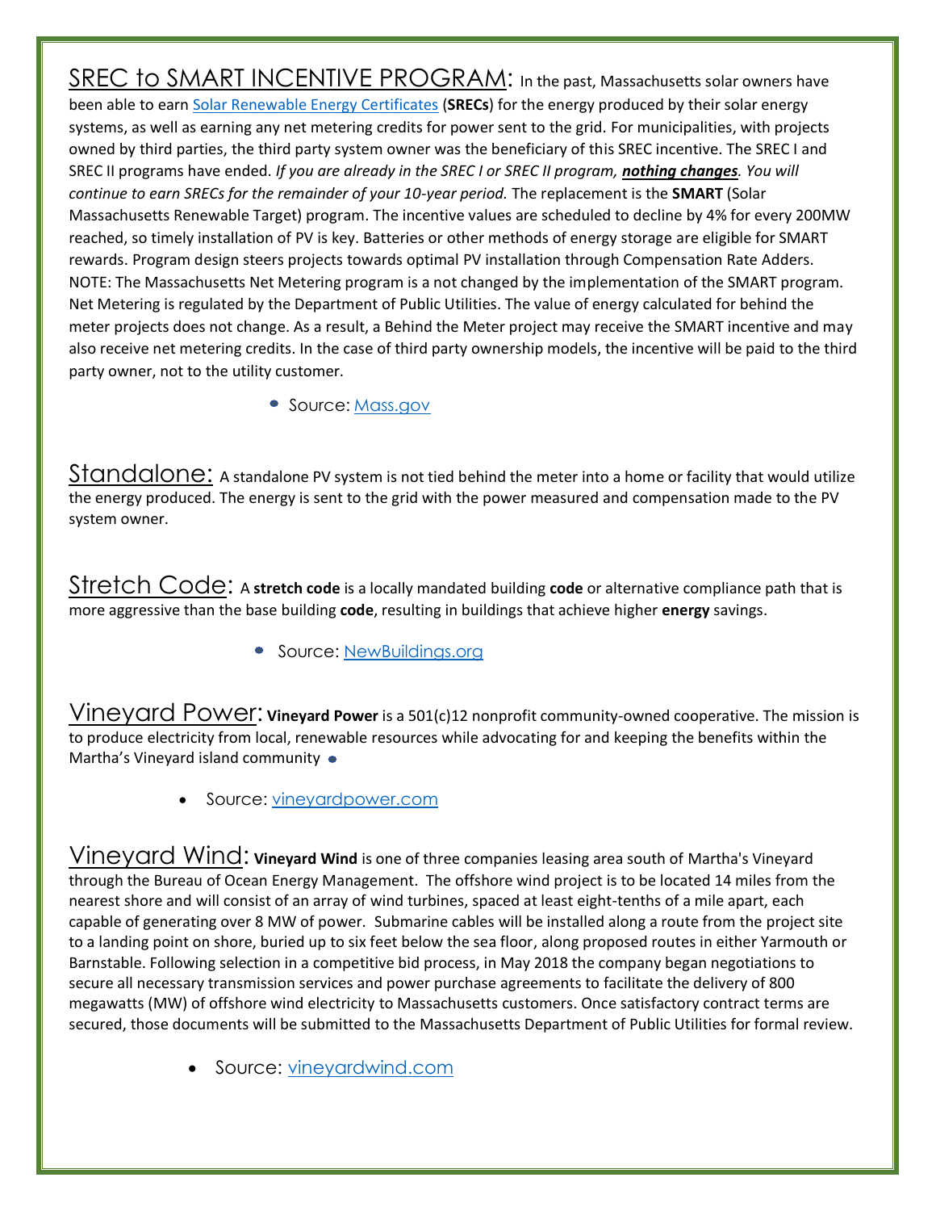SREC to SMART INCENTIVE PROGRAM: In the past, Massachusetts solar owners have been able to earn Solar Renewable Energy Certificates (**SRECs**) for the energy produced by their solar energy systems, as well as earning any net metering credits for power sent to the grid. For municipalities, with projects owned by third parties, the third party system owner was the beneficiary of this SREC incentive. The SREC I and SREC II programs have ended. *If you are already in the SREC I or SREC II program, **nothing changes**. You will continue to earn SRECs for the remainder of your 10-year period.* The replacement is the **SMART** (Solar Massachusetts Renewable Target) program. The incentive values are scheduled to decline by 4% for every 200MW reached, so timely installation of PV is key. Batteries or other methods of energy storage are eligible for SMART rewards. Program design steers projects towards optimal PV installation through Compensation Rate Adders. NOTE: The Massachusetts Net Metering program is a not changed by the implementation of the SMART program. Net Metering is regulated by the Department of Public Utilities. The value of energy calculated for behind the meter projects does not change. As a result, a Behind the Meter project may receive the SMART incentive and may also receive net metering credits. In the case of third party ownership models, the incentive will be paid to the third party owner, not to the utility customer.

- Source: Mass.gov

Standalone: A standalone PV system is not tied behind the meter into a home or facility that would utilize the energy produced. The energy is sent to the grid with the power measured and compensation made to the PV system owner.

Stretch Code: A **stretch code** is a locally mandated building **code** or alternative compliance path that is more aggressive than the base building **code**, resulting in buildings that achieve higher **energy** savings.

- Source: NewBuildings.org

Vineyard Power: **Vineyard Power** is a 501(c)12 nonprofit community-owned cooperative. The mission is to produce electricity from local, renewable resources while advocating for and keeping the benefits within the Martha's Vineyard island community

- Source: vineyardpower.com

Vineyard Wind: **Vineyard Wind** is one of three companies leasing area south of Martha's Vineyard through the Bureau of Ocean Energy Management. The offshore wind project is to be located 14 miles from the nearest shore and will consist of an array of wind turbines, spaced at least eight-tenths of a mile apart, each capable of generating over 8 MW of power. Submarine cables will be installed along a route from the project site to a landing point on shore, buried up to six feet below the sea floor, along proposed routes in either Yarmouth or Barnstable. Following selection in a competitive bid process, in May 2018 the company began negotiations to secure all necessary transmission services and power purchase agreements to facilitate the delivery of 800 megawatts (MW) of offshore wind electricity to Massachusetts customers. Once satisfactory contract terms are secured, those documents will be submitted to the Massachusetts Department of Public Utilities for formal review.

- Source: vineyardwind.com